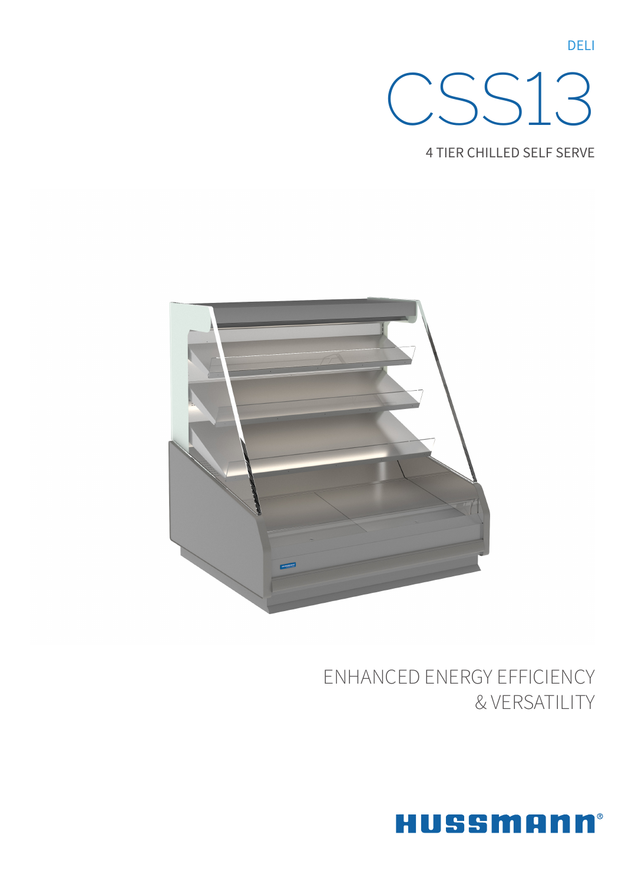DELI

# CSS13

## 4 TIER CHILLED SELF SERVE

ENHANCED ENERGY EFFICIENCY
& VERSATILITY

HUSSMANN®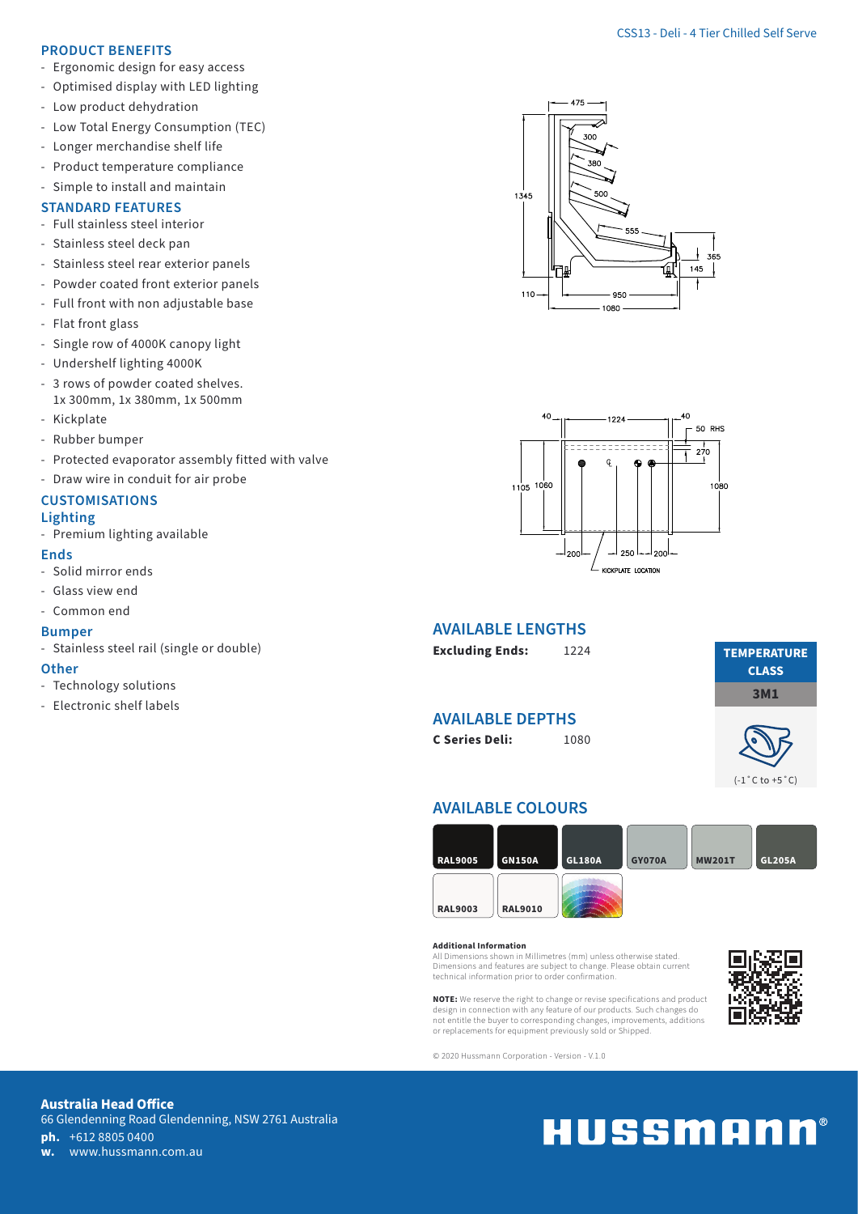CSS13 - Deli - 4 Tier Chilled Self Serve

## PRODUCT BENEFITS

- Ergonomic design for easy access
- Optimised display with LED lighting
- Low product dehydration
- Low Total Energy Consumption (TEC)
- Longer merchandise shelf life
- Product temperature compliance
- Simple to install and maintain

## STANDARD FEATURES

- Full stainless steel interior
- Stainless steel deck pan
- Stainless steel rear exterior panels
- Powder coated front exterior panels
- Full front with non adjustable base
- Flat front glass
- Single row of 4000K canopy light
- Undershelf lighting 4000K
- 3 rows of powder coated shelves. 1x 300mm, 1x 380mm, 1x 500mm
- Kickplate
- Rubber bumper
- Protected evaporator assembly fitted with valve
- Draw wire in conduit for air probe

## CUSTOMISATIONS

### Lighting

- Premium lighting available

### Ends

- Solid mirror ends
- Glass view end
- Common end

### Bumper

- Stainless steel rail (single or double)

### Other

- Technology solutions
- Electronic shelf labels

475
300
380
500
555
1345
365
145
110
950
1080

40
1224
40
50 RHS
270
1105
1060
1080
200
250
200
KICKPLATE LOCATION

## AVAILABLE LENGTHS

**Excluding Ends:** 1224

## AVAILABLE DEPTHS

**C Series Deli:** 1080

**TEMPERATURE CLASS**

**3M1**

(-1˚C to +5˚C)

## AVAILABLE COLOURS

RAL9005, GN150A, GL180A, GY070A, MW201T, GL205A, RAL9003, RAL9010

**Additional Information**

All Dimensions shown in Millimetres (mm) unless otherwise stated. Dimensions and features are subject to change. Please obtain current technical information prior to order confirmation.

**NOTE:** We reserve the right to change or revise specifications and product design in connection with any feature of our products. Such changes do not entitle the buyer to corresponding changes, improvements, additions or replacements for equipment previously sold or Shipped.

© 2020 Hussmann Corporation - Version - V.1.0

**Australia Head Office**

66 Glendenning Road Glendenning, NSW 2761 Australia

**ph.** +612 8805 0400

**w.** www.hussmann.com.au

HUSSMANN®